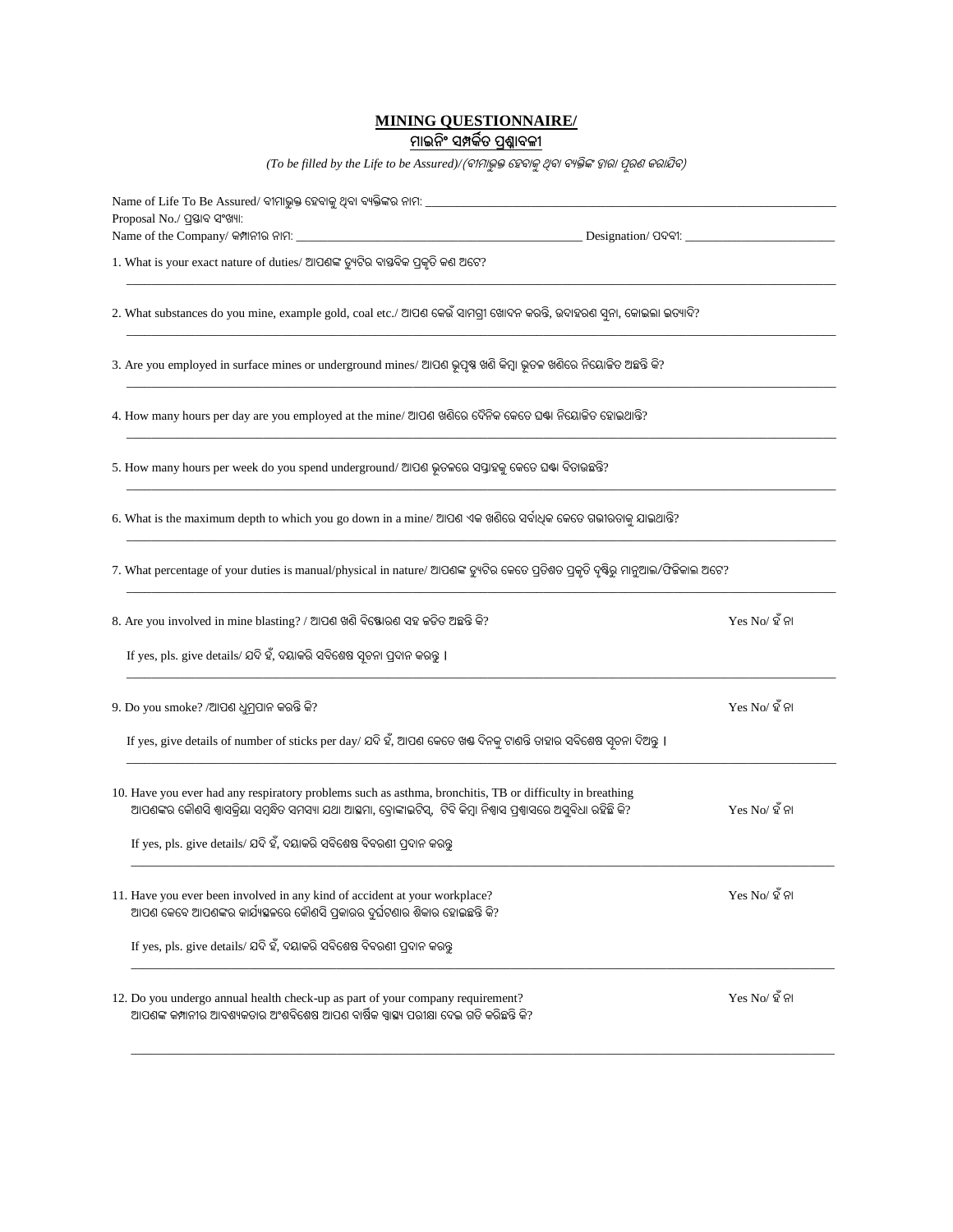# MINING QUESTIONNAIRE/
## ମାଇନିଂ ସମ୍ପର୍କିତ ପ୍ରଶ୍ନାବଳୀ

*(To be filled by the Life to be Assured)/(ବୀମାଭୁକ୍ତ ହେବାକୁ ଥିବା ବ୍ୟକ୍ତିଙ୍କ ଦ୍ୱାରା ପୂରଣ କରାଯିବ)*

Name of Life To Be Assured/ ବୀମାଭୁକ୍ତ ହେବାକୁ ଥିବା ବ୍ୟକ୍ତିଙ୍କର ନାମ: ____________________

Proposal No./ ପ୍ରସ୍ତାବ ସଂଖ୍ୟା:

Name of the Company/ କମ୍ପାନୀର ନାମ: ____________________ Designation/ ପଦବୀ: ____________________

1. What is your exact nature of duties/ ଆପଣଙ୍କ ଡ୍ୟୁଟିର ବାସ୍ତବିକ ପ୍ରକୃତି କଣ ଅଟେ?

____________________

2. What substances do you mine, example gold, coal etc./ ଆପଣ କେଉଁ ସାମଗ୍ରୀ ଖୋଦନ କରନ୍ତି, ଉଦାହରଣ ସୁନା, କୋଇଲା ଇତ୍ୟାଦି?

____________________

3. Are you employed in surface mines or underground mines/ ଆପଣ ଭୂପୃଷ୍ଠ ଖଣି କିମ୍ବା ଭୂତଳ ଖଣିରେ ନିୟୋଜିତ ଅଛନ୍ତି କି?

____________________

4. How many hours per day are you employed at the mine/ ଆପଣ ଖଣିରେ ଦୈନିକ କେତେ ଘଣ୍ଟା ନିୟୋଜିତ ହୋଇଥାନ୍ତି?

____________________

5. How many hours per week do you spend underground/ ଆପଣ ଭୂତଳରେ ସପ୍ତାହକୁ କେତେ ଘଣ୍ଟା ବିତାଉଛନ୍ତି?

____________________

6. What is the maximum depth to which you go down in a mine/ ଆପଣ ଏକ ଖଣିରେ ସର୍ବାଧିକ କେତେ ଗଭୀରତାକୁ ଯାଇଥାନ୍ତି?

____________________

7. What percentage of your duties is manual/physical in nature/ ଆପଣଙ୍କ ଡ୍ୟୁଟିର କେତେ ପ୍ରତିଶତ ପ୍ରକୃତି ଦୃଷ୍ଟିରୁ ମାନୁଆଲ/ଫିଜିକାଲ ଅଟେ?

____________________

8. Are you involved in mine blasting? / ଆପଣ ଖଣି ବିସ୍ଫୋରଣ ସହ ଜଡିତ ଅଛନ୍ତି କି? Yes No/ ହଁ ନା

   If yes, pls. give details/ ଯଦି ହଁ, ଦୟାକରି ସବିଶେଷ ସୂଚନା ପ୍ରଦାନ କରନ୍ତୁ ।

____________________

9. Do you smoke? /ଆପଣ ଧୂମ୍ରପାନ କରନ୍ତି କି? Yes No/ ହଁ ନା

   If yes, give details of number of sticks per day/ ଯଦି ହଁ, ଆପଣ କେତେ ଖଣ୍ଡ ଦିନକୁ ଟାଣନ୍ତି ତାହାର ସବିଶେଷ ସୂଚନା ଦିଅନ୍ତୁ ।

____________________

10. Have you ever had any respiratory problems such as asthma, bronchitis, TB or difficulty in breathing
   ଆପଣଙ୍କର କୌଣସି ଶ୍ୱାସକ୍ରିୟା ସମ୍ବନ୍ଧିତ ସମସ୍ୟା ଯଥା ଆସ୍ଥମା, ବ୍ରୋଙ୍କାଇଟିସ୍, ଟିବି କିମ୍ବା ନିଶ୍ୱାସ ପ୍ରଶ୍ୱାସରେ ଅସୁବିଧା ରହିଛି କି? Yes No/ ହଁ ନା

   If yes, pls. give details/ ଯଦି ହଁ, ଦୟାକରି ସବିଶେଷ ବିବରଣୀ ପ୍ରଦାନ କରନ୍ତୁ

____________________

11. Have you ever been involved in any kind of accident at your workplace? Yes No/ ହଁ ନା
   ଆପଣ କେବେ ଆପଣଙ୍କର କାର୍ଯ୍ୟସ୍ଥଳରେ କୌଣସି ପ୍ରକାରର ଦୁର୍ଘଟଣାର ଶିକାର ହୋଇଛନ୍ତି କି?

   If yes, pls. give details/ ଯଦି ହଁ, ଦୟାକରି ସବିଶେଷ ବିବରଣୀ ପ୍ରଦାନ କରନ୍ତୁ

____________________

12. Do you undergo annual health check-up as part of your company requirement? Yes No/ ହଁ ନା
   ଆପଣଙ୍କ କମ୍ପାନୀର ଆବଶ୍ୟକତାର ଅଂଶବିଶେଷ ଆପଣ ବାର୍ଷିକ ସ୍ୱାସ୍ଥ୍ୟ ପରୀକ୍ଷା ଦେଇ ଗତି କରିଛନ୍ତି କି?

____________________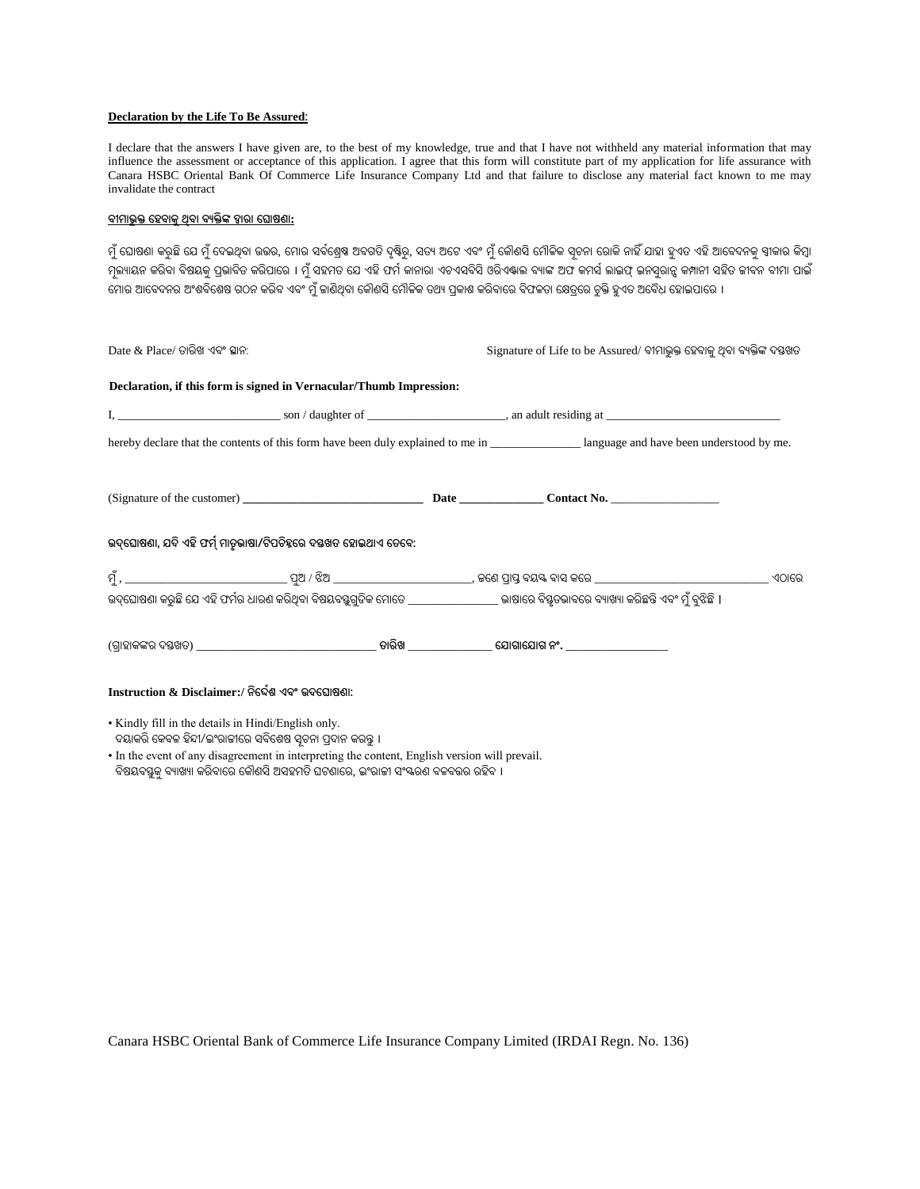**Declaration by the Life To Be Assured**:

I declare that the answers I have given are, to the best of my knowledge, true and that I have not withheld any material information that may influence the assessment or acceptance of this application. I agree that this form will constitute part of my application for life assurance with Canara HSBC Oriental Bank Of Commerce Life Insurance Company Ltd and that failure to disclose any material fact known to me may invalidate the contract

**ବୀମାଭୁକ୍ତ ହେବାକୁ ଥିବା ବ୍ୟକ୍ତିଙ୍କ ଦ୍ୱାରା ଘୋଷଣା:**

ମୁଁ ଘୋଷଣା କରୁଛି ଯେ ମୁଁ ଦେଇଥିବା ଉତ୍ତର, ମୋର ସର୍ବଶ୍ରେଷ୍ଠ ଅବଗତି ଦୃଷ୍ଟିରୁ, ସତ୍ୟ ଅଟେ ଏବଂ ମୁଁ କୌଣସି ମୌଳିକ ସୂଚନା ରୋକି ନାହିଁ ଯାହା ହୁଏତ ଏହି ଆବେଦନକୁ ସ୍ୱୀକାର କିମ୍ବା ମୂଲ୍ୟାୟନ କରିବା ବିଷୟକୁ ପ୍ରଭାବିତ କରିପାରେ । ମୁଁ ସହମତ ଯେ ଏହି ଫର୍ମ କାନାରା ଏଚଏସବିସି ଓରିଏଣ୍ଟାଲ ବ୍ୟାଙ୍କ ଅଫ କମର୍ସ ଲାଇଫ୍ ଇନସୁରାନ୍ସ କମ୍ପାନୀ ସହିତ ଜୀବନ ବୀମା ପାଇଁ ମୋର ଆବେଦନର ଅଂଶବିଶେଷ ଗଠନ କରିବ ଏବଂ ମୁଁ ଜାଣିଥିବା କୌଣସି ମୌଳିକ ତଥ୍ୟ ପ୍ରକାଶ କରିବାରେ ବିଫଳତା କ୍ଷେତ୍ରରେ ଚୁକ୍ତି ହୁଏତ ଅବୈଧ ହୋଇପାରେ ।

Date & Place/ ତାରିଖ ଏବଂ ସ୍ଥାନ:

Signature of Life to be Assured/ ବୀମାଭୁକ୍ତ ହେବାକୁ ଥିବା ବ୍ୟକ୍ତିଙ୍କ ଦସ୍ତଖତ

**Declaration, if this form is signed in Vernacular/Thumb Impression:**

I, ___________________________ son / daughter of _______________________, an adult residing at _____________________________

hereby declare that the contents of this form have been duly explained to me in _______________ language and have been understood by me.

(Signature of the customer) **_______________________________ Date ______________ Contact No.** __________________

**ଉଦ୍‌ଘୋଷଣା, ଯଦି ଏହି ଫର୍ମ୍ ମାତୃଭାଷା/ଟିପଚିହ୍ନରେ ଦସ୍ତଖତ ହୋଇଥାଏ ତେବେ:**

ମୁଁ , ____________________________ ପୁଅ / ଝିଅ ________________________, ଜଣେ ପ୍ରାପ୍ତ ବୟସ୍କ ବାସ କରେ ______________________________ ଏଠାରେ ଉଦ୍‌ଘୋଷଣା କରୁଛି ଯେ ଏହି ଫର୍ମର ଧାରଣ କରିଥିବା ବିଷୟବସ୍ତୁଗୁଡିକ ମୋତେ _______________ ଭାଷାରେ ବିସ୍ତୃତଭାବରେ ବ୍ୟାଖ୍ୟା କରିଛନ୍ତି ଏବଂ ମୁଁ ବୁଝିଛି ।

(ଗ୍ରାହକଙ୍କର ଦସ୍ତଖତ) _______________________________ **ତାରିଖ** ______________ **ଯୋଗାଯୋଗ ନଂ.** _________________

**Instruction & Disclaimer:/ ନିର୍ଦ୍ଦେଶ ଏବଂ ଉଦଘୋଷଣା:**

- Kindly fill in the details in Hindi/English only.
  ଦୟାକରି କେବଳ ହିନ୍ଦୀ/ଇଂରାଜୀରେ ସବିଶେଷ ସୂଚନା ପ୍ରଦାନ କରନ୍ତୁ ।
- In the event of any disagreement in interpreting the content, English version will prevail.
  ବିଷୟବସ୍ତୁକୁ ବ୍ୟାଖ୍ୟା କରିବାରେ କୌଣସି ଅସହମତି ଘଟଣାରେ, ଇଂରାଜୀ ସଂସ୍କରଣ ବଳବତ୍ତର ରହିବ ।

Canara HSBC Oriental Bank of Commerce Life Insurance Company Limited (IRDAI Regn. No. 136)